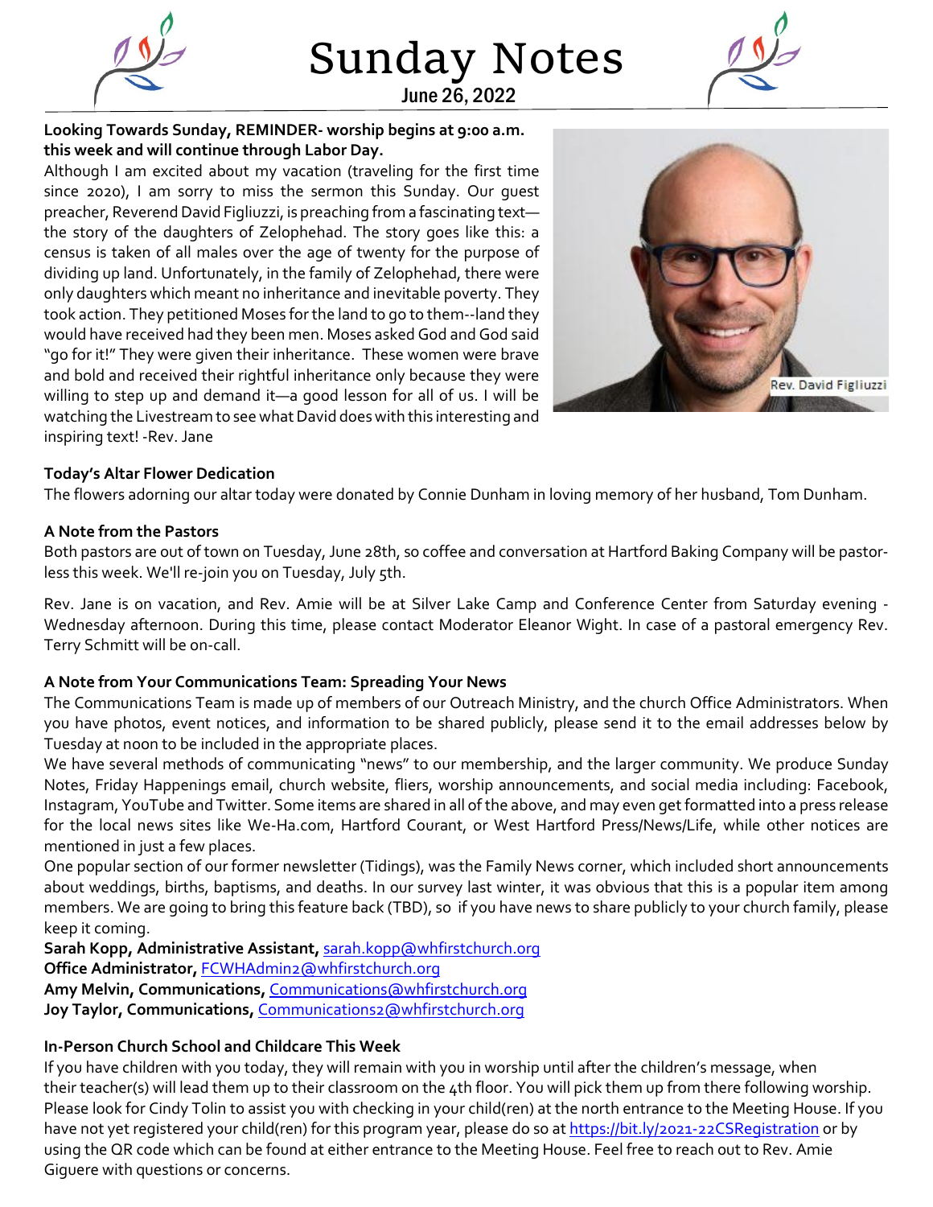# Sunday Notes

June 26, 2022

**Looking Towards Sunday, REMINDER- worship begins at 9:00 a.m. this week and will continue through Labor Day.**

Although I am excited about my vacation (traveling for the first time since 2020), I am sorry to miss the sermon this Sunday. Our guest preacher, Reverend David Figliuzzi, is preaching from a fascinating text—the story of the daughters of Zelophehad. The story goes like this: a census is taken of all males over the age of twenty for the purpose of dividing up land. Unfortunately, in the family of Zelophehad, there were only daughters which meant no inheritance and inevitable poverty. They took action. They petitioned Moses for the land to go to them--land they would have received had they been men. Moses asked God and God said "go for it!" They were given their inheritance. These women were brave and bold and received their rightful inheritance only because they were willing to step up and demand it—a good lesson for all of us. I will be watching the Livestream to see what David does with this interesting and inspiring text! -Rev. Jane

Rev. David Figliuzzi

**Today's Altar Flower Dedication**

The flowers adorning our altar today were donated by Connie Dunham in loving memory of her husband, Tom Dunham.

**A Note from the Pastors**

Both pastors are out of town on Tuesday, June 28th, so coffee and conversation at Hartford Baking Company will be pastor-less this week. We'll re-join you on Tuesday, July 5th.

Rev. Jane is on vacation, and Rev. Amie will be at Silver Lake Camp and Conference Center from Saturday evening - Wednesday afternoon. During this time, please contact Moderator Eleanor Wight. In case of a pastoral emergency Rev. Terry Schmitt will be on-call.

**A Note from Your Communications Team: Spreading Your News**

The Communications Team is made up of members of our Outreach Ministry, and the church Office Administrators. When you have photos, event notices, and information to be shared publicly, please send it to the email addresses below by Tuesday at noon to be included in the appropriate places.

We have several methods of communicating "news" to our membership, and the larger community. We produce Sunday Notes, Friday Happenings email, church website, fliers, worship announcements, and social media including: Facebook, Instagram, YouTube and Twitter. Some items are shared in all of the above, and may even get formatted into a press release for the local news sites like We-Ha.com, Hartford Courant, or West Hartford Press/News/Life, while other notices are mentioned in just a few places.

One popular section of our former newsletter (Tidings), was the Family News corner, which included short announcements about weddings, births, baptisms, and deaths. In our survey last winter, it was obvious that this is a popular item among members. We are going to bring this feature back (TBD), so if you have news to share publicly to your church family, please keep it coming.

**Sarah Kopp, Administrative Assistant,** sarah.kopp@whfirstchurch.org
**Office Administrator,** FCWHAdmin2@whfirstchurch.org
**Amy Melvin, Communications,** Communications@whfirstchurch.org
**Joy Taylor, Communications,** Communications2@whfirstchurch.org

**In-Person Church School and Childcare This Week**

If you have children with you today, they will remain with you in worship until after the children's message, when their teacher(s) will lead them up to their classroom on the 4th floor. You will pick them up from there following worship. Please look for Cindy Tolin to assist you with checking in your child(ren) at the north entrance to the Meeting House. If you have not yet registered your child(ren) for this program year, please do so at https://bit.ly/2021-22CSRegistration or by using the QR code which can be found at either entrance to the Meeting House. Feel free to reach out to Rev. Amie Giguere with questions or concerns.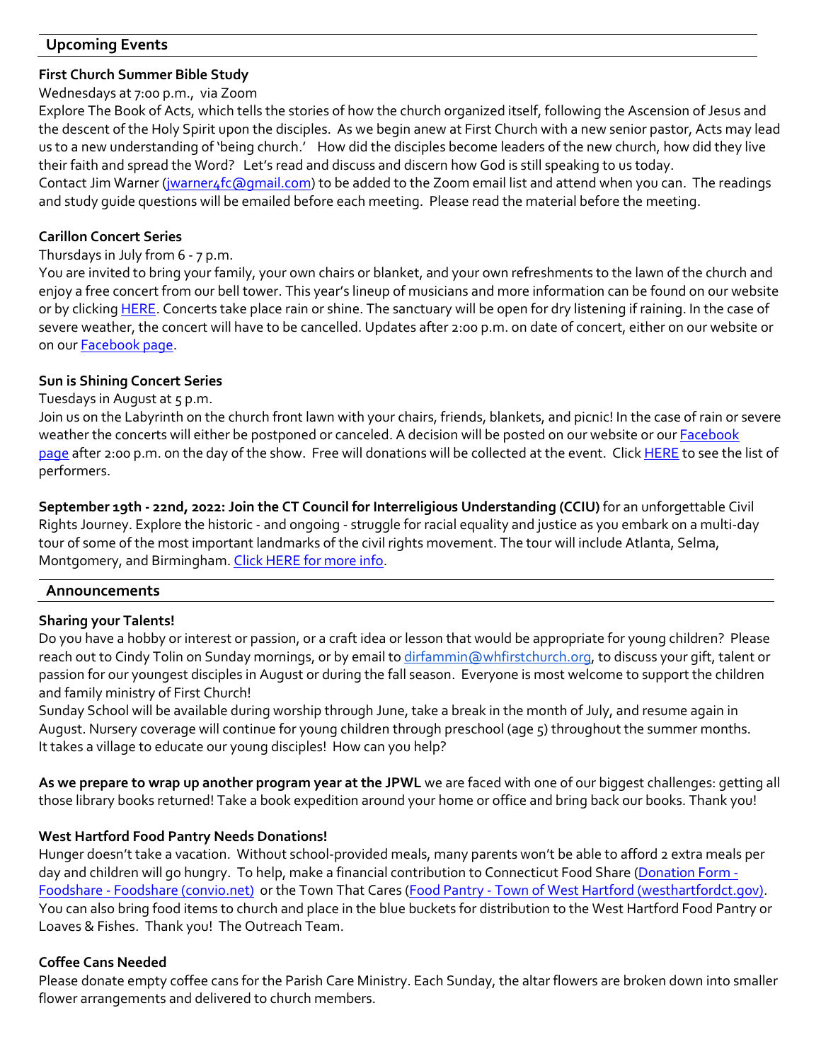## Upcoming Events

**First Church Summer Bible Study**

Wednesdays at 7:00 p.m., via Zoom

Explore The Book of Acts, which tells the stories of how the church organized itself, following the Ascension of Jesus and the descent of the Holy Spirit upon the disciples. As we begin anew at First Church with a new senior pastor, Acts may lead us to a new understanding of 'being church.' How did the disciples become leaders of the new church, how did they live their faith and spread the Word? Let's read and discuss and discern how God is still speaking to us today.

Contact Jim Warner (jwarner4fc@gmail.com) to be added to the Zoom email list and attend when you can. The readings and study guide questions will be emailed before each meeting. Please read the material before the meeting.

**Carillon Concert Series**

Thursdays in July from 6 - 7 p.m.

You are invited to bring your family, your own chairs or blanket, and your own refreshments to the lawn of the church and enjoy a free concert from our bell tower. This year's lineup of musicians and more information can be found on our website or by clicking HERE. Concerts take place rain or shine. The sanctuary will be open for dry listening if raining. In the case of severe weather, the concert will have to be cancelled. Updates after 2:00 p.m. on date of concert, either on our website or on our Facebook page.

**Sun is Shining Concert Series**

Tuesdays in August at 5 p.m.

Join us on the Labyrinth on the church front lawn with your chairs, friends, blankets, and picnic! In the case of rain or severe weather the concerts will either be postponed or canceled. A decision will be posted on our website or our Facebook page after 2:00 p.m. on the day of the show. Free will donations will be collected at the event. Click HERE to see the list of performers.

**September 19th - 22nd, 2022: Join the CT Council for Interreligious Understanding (CCIU)** for an unforgettable Civil Rights Journey. Explore the historic - and ongoing - struggle for racial equality and justice as you embark on a multi-day tour of some of the most important landmarks of the civil rights movement. The tour will include Atlanta, Selma, Montgomery, and Birmingham. Click HERE for more info.

## Announcements

**Sharing your Talents!**

Do you have a hobby or interest or passion, or a craft idea or lesson that would be appropriate for young children? Please reach out to Cindy Tolin on Sunday mornings, or by email to dirfammin@whfirstchurch.org, to discuss your gift, talent or passion for our youngest disciples in August or during the fall season. Everyone is most welcome to support the children and family ministry of First Church!

Sunday School will be available during worship through June, take a break in the month of July, and resume again in August. Nursery coverage will continue for young children through preschool (age 5) throughout the summer months. It takes a village to educate our young disciples! How can you help?

**As we prepare to wrap up another program year at the JPWL** we are faced with one of our biggest challenges: getting all those library books returned! Take a book expedition around your home or office and bring back our books. Thank you!

**West Hartford Food Pantry Needs Donations!**

Hunger doesn't take a vacation. Without school-provided meals, many parents won't be able to afford 2 extra meals per day and children will go hungry. To help, make a financial contribution to Connecticut Food Share (Donation Form - Foodshare - Foodshare (convio.net) or the Town That Cares (Food Pantry - Town of West Hartford (westhartfordct.gov). You can also bring food items to church and place in the blue buckets for distribution to the West Hartford Food Pantry or Loaves & Fishes. Thank you! The Outreach Team.

**Coffee Cans Needed**

Please donate empty coffee cans for the Parish Care Ministry. Each Sunday, the altar flowers are broken down into smaller flower arrangements and delivered to church members.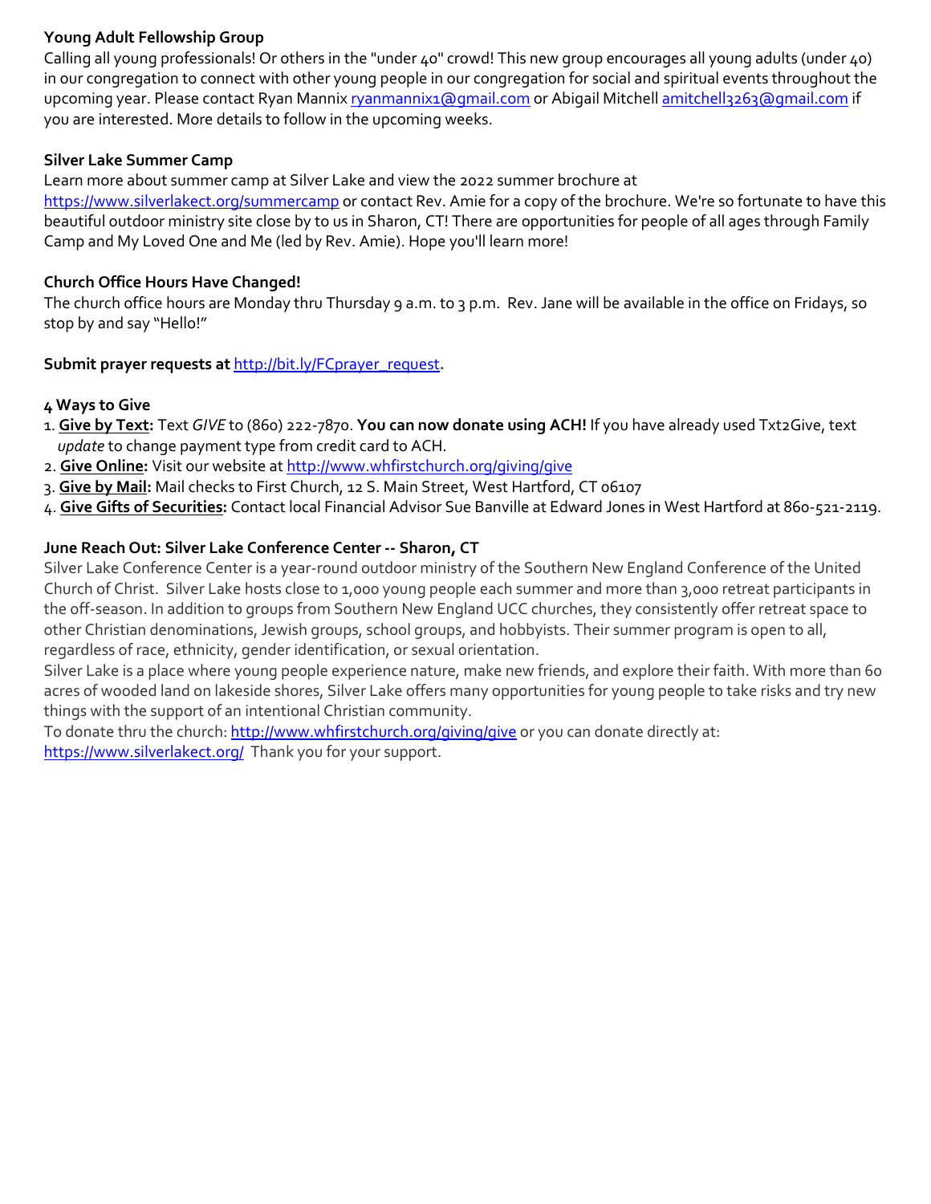**Young Adult Fellowship Group**
Calling all young professionals! Or others in the "under 40" crowd! This new group encourages all young adults (under 40) in our congregation to connect with other young people in our congregation for social and spiritual events throughout the upcoming year. Please contact Ryan Mannix ryanmannix1@gmail.com or Abigail Mitchell amitchell3263@gmail.com if you are interested. More details to follow in the upcoming weeks.

**Silver Lake Summer Camp**
Learn more about summer camp at Silver Lake and view the 2022 summer brochure at https://www.silverlakect.org/summercamp or contact Rev. Amie for a copy of the brochure. We're so fortunate to have this beautiful outdoor ministry site close by to us in Sharon, CT! There are opportunities for people of all ages through Family Camp and My Loved One and Me (led by Rev. Amie). Hope you'll learn more!

**Church Office Hours Have Changed!**
The church office hours are Monday thru Thursday 9 a.m. to 3 p.m.  Rev. Jane will be available in the office on Fridays, so stop by and say "Hello!"

**Submit prayer requests at** http://bit.ly/FCprayer_request**.**

**4 Ways to Give**
1. **Give by Text:** Text *GIVE* to (860) 222-7870. **You can now donate using ACH!** If you have already used Txt2Give, text *update* to change payment type from credit card to ACH.
2. **Give Online:** Visit our website at http://www.whfirstchurch.org/giving/give
3. **Give by Mail:** Mail checks to First Church, 12 S. Main Street, West Hartford, CT 06107
4. **Give Gifts of Securities:** Contact local Financial Advisor Sue Banville at Edward Jones in West Hartford at 860-521-2119.

**June Reach Out: Silver Lake Conference Center -- Sharon, CT**
Silver Lake Conference Center is a year-round outdoor ministry of the Southern New England Conference of the United Church of Christ.  Silver Lake hosts close to 1,000 young people each summer and more than 3,000 retreat participants in the off-season. In addition to groups from Southern New England UCC churches, they consistently offer retreat space to other Christian denominations, Jewish groups, school groups, and hobbyists. Their summer program is open to all, regardless of race, ethnicity, gender identification, or sexual orientation.
Silver Lake is a place where young people experience nature, make new friends, and explore their faith. With more than 60 acres of wooded land on lakeside shores, Silver Lake offers many opportunities for young people to take risks and try new things with the support of an intentional Christian community.
To donate thru the church: http://www.whfirstchurch.org/giving/give or you can donate directly at: https://www.silverlakect.org/  Thank you for your support.